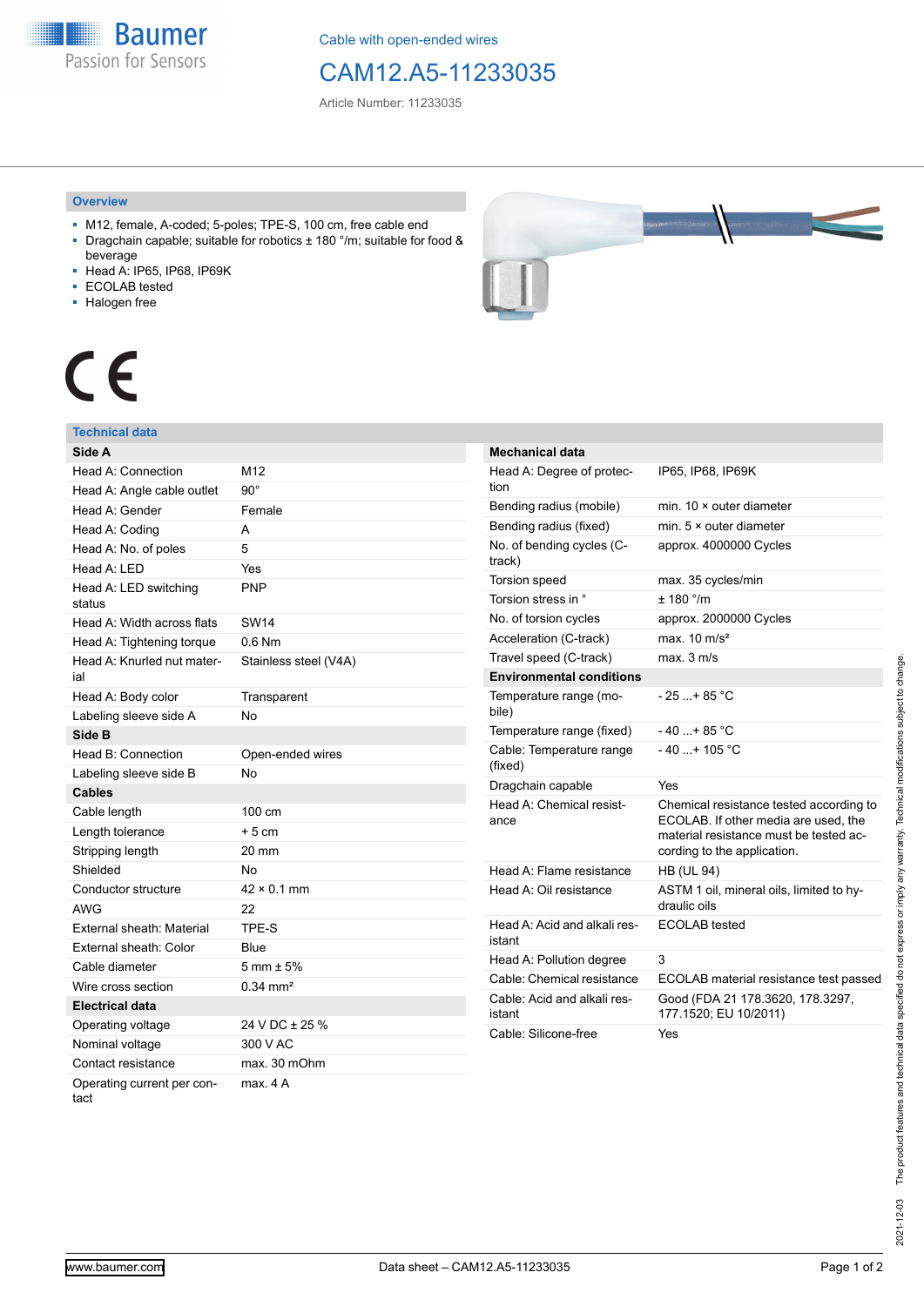Cable with open-ended wires

# CAM12.A5-11233035

Article Number: 11233035

## Overview

- M12, female, A-coded; 5-poles; TPE-S, 100 cm, free cable end
- Dragchain capable; suitable for robotics ± 180 °/m; suitable for food & beverage
- Head A: IP65, IP68, IP69K
- ECOLAB tested
- Halogen free

## Technical data

| Side A | |
|---|---|
| Head A: Connection | M12 |
| Head A: Angle cable outlet | 90° |
| Head A: Gender | Female |
| Head A: Coding | A |
| Head A: No. of poles | 5 |
| Head A: LED | Yes |
| Head A: LED switching status | PNP |
| Head A: Width across flats | SW14 |
| Head A: Tightening torque | 0.6 Nm |
| Head A: Knurled nut material | Stainless steel (V4A) |
| Head A: Body color | Transparent |
| Labeling sleeve side A | No |
| **Side B** | |
| Head B: Connection | Open-ended wires |
| Labeling sleeve side B | No |
| **Cables** | |
| Cable length | 100 cm |
| Length tolerance | + 5 cm |
| Stripping length | 20 mm |
| Shielded | No |
| Conductor structure | 42 × 0.1 mm |
| AWG | 22 |
| External sheath: Material | TPE-S |
| External sheath: Color | Blue |
| Cable diameter | 5 mm ± 5% |
| Wire cross section | 0.34 mm² |
| **Electrical data** | |
| Operating voltage | 24 V DC ± 25 % |
| Nominal voltage | 300 V AC |
| Contact resistance | max. 30 mOhm |
| Operating current per contact | max. 4 A |

| Mechanical data | |
|---|---|
| Head A: Degree of protection | IP65, IP68, IP69K |
| Bending radius (mobile) | min. 10 × outer diameter |
| Bending radius (fixed) | min. 5 × outer diameter |
| No. of bending cycles (C-track) | approx. 4000000 Cycles |
| Torsion speed | max. 35 cycles/min |
| Torsion stress in ° | ± 180 °/m |
| No. of torsion cycles | approx. 2000000 Cycles |
| Acceleration (C-track) | max. 10 m/s² |
| Travel speed (C-track) | max. 3 m/s |
| **Environmental conditions** | |
| Temperature range (mobile) | - 25 ...+ 85 °C |
| Temperature range (fixed) | - 40 ...+ 85 °C |
| Cable: Temperature range (fixed) | - 40 ...+ 105 °C |
| Dragchain capable | Yes |
| Head A: Chemical resistance | Chemical resistance tested according to ECOLAB. If other media are used, the material resistance must be tested according to the application. |
| Head A: Flame resistance | HB (UL 94) |
| Head A: Oil resistance | ASTM 1 oil, mineral oils, limited to hydraulic oils |
| Head A: Acid and alkali resistant | ECOLAB tested |
| Head A: Pollution degree | 3 |
| Cable: Chemical resistance | ECOLAB material resistance test passed |
| Cable: Acid and alkali resistant | Good (FDA 21 178.3620, 178.3297, 177.1520; EU 10/2011) |
| Cable: Silicone-free | Yes |

2021-12-03 The product features and technical data specified do not express or imply any warranty. Technical modifications subject to change.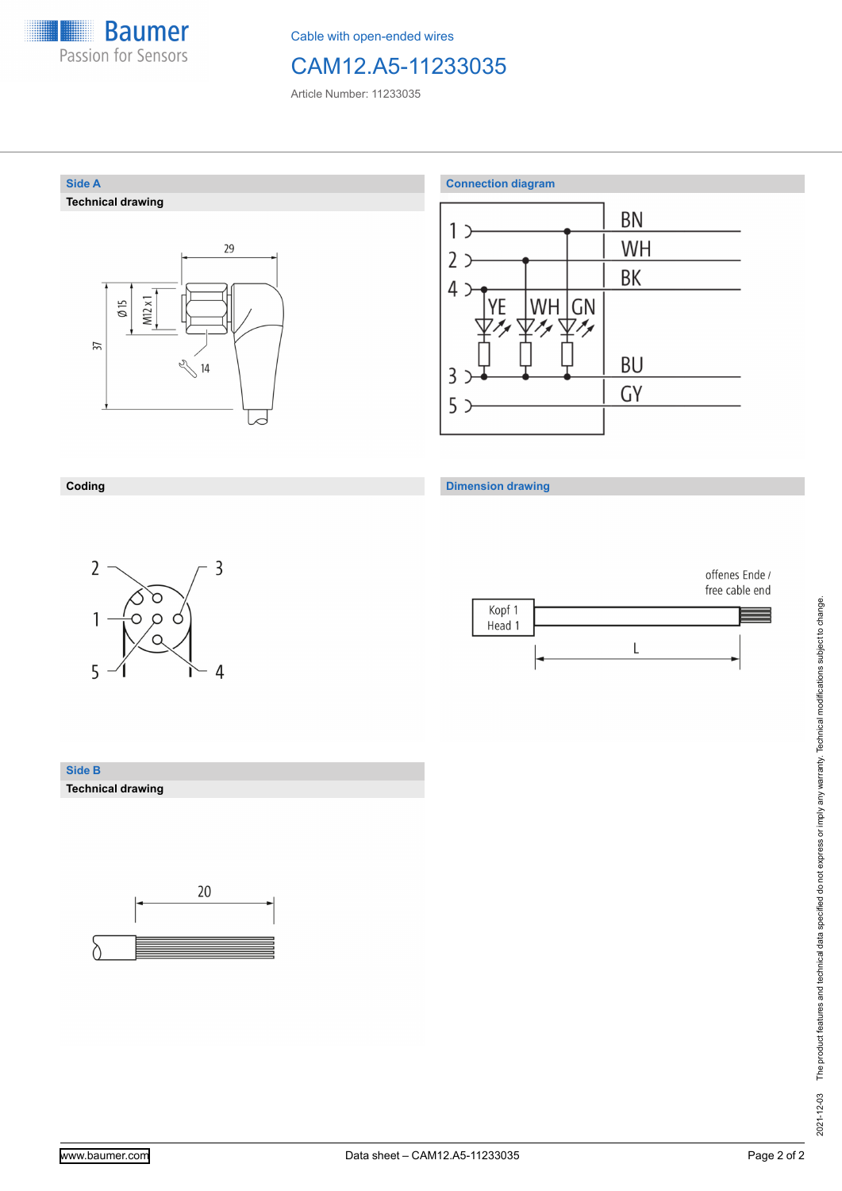Cable with open-ended wires

# CAM12.A5-11233035

Article Number: 11233035

## Side A

### Technical drawing

29

Ø15

M12 x 1

37

14

## Connection diagram

1
2
4
3
5

BN
WH
BK
BU
GY

YE
WH
GN

### Coding

2
3
1
5
4

## Dimension drawing

offenes Ende /
free cable end

Kopf 1
Head 1

L

## Side B

### Technical drawing

20

The product features and technical data specified do not express or imply any warranty. Technical modifications subject to change.

2021-12-03

www.baumer.com

Data sheet – CAM12.A5-11233035